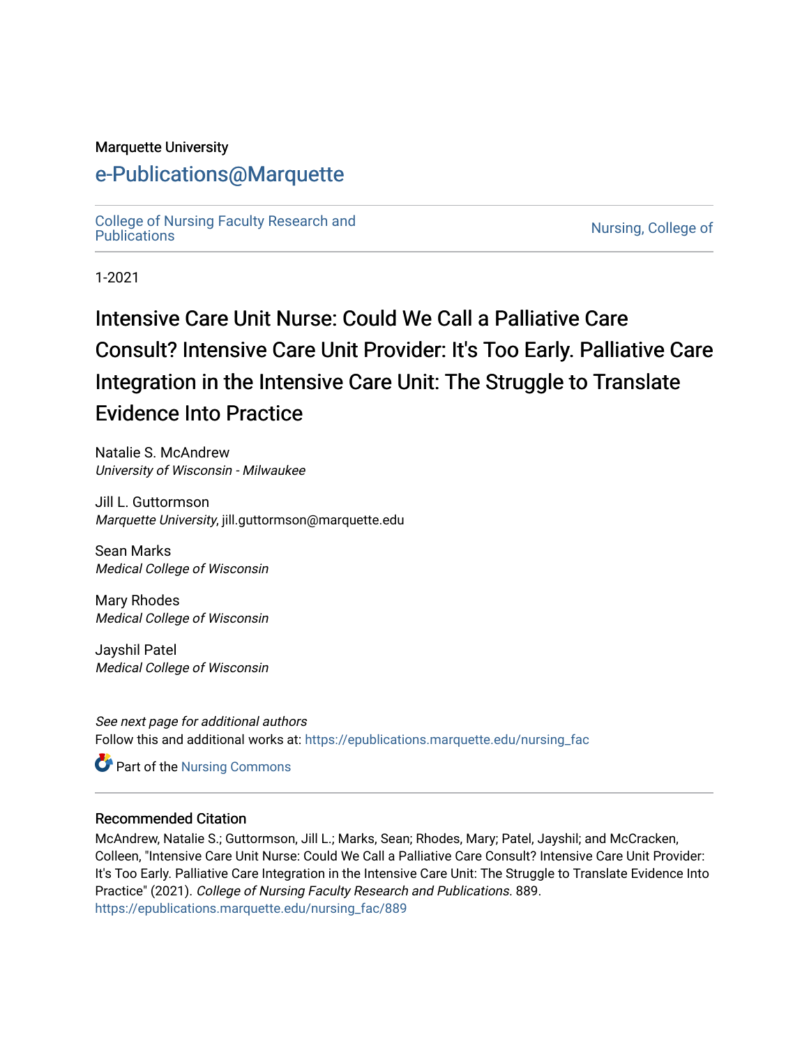Marquette University

# e-Publications@Marquette

College of Nursing Faculty Research and Publications

Nursing, College of

1-2021

# Intensive Care Unit Nurse: Could We Call a Palliative Care Consult? Intensive Care Unit Provider: It's Too Early. Palliative Care Integration in the Intensive Care Unit: The Struggle to Translate Evidence Into Practice

Natalie S. McAndrew
*University of Wisconsin - Milwaukee*

Jill L. Guttormson
*Marquette University*, jill.guttormson@marquette.edu

Sean Marks
*Medical College of Wisconsin*

Mary Rhodes
*Medical College of Wisconsin*

Jayshil Patel
*Medical College of Wisconsin*

*See next page for additional authors*

Follow this and additional works at: https://epublications.marquette.edu/nursing_fac

Part of the Nursing Commons

## Recommended Citation

McAndrew, Natalie S.; Guttormson, Jill L.; Marks, Sean; Rhodes, Mary; Patel, Jayshil; and McCracken, Colleen, "Intensive Care Unit Nurse: Could We Call a Palliative Care Consult? Intensive Care Unit Provider: It's Too Early. Palliative Care Integration in the Intensive Care Unit: The Struggle to Translate Evidence Into Practice" (2021). *College of Nursing Faculty Research and Publications*. 889.
https://epublications.marquette.edu/nursing_fac/889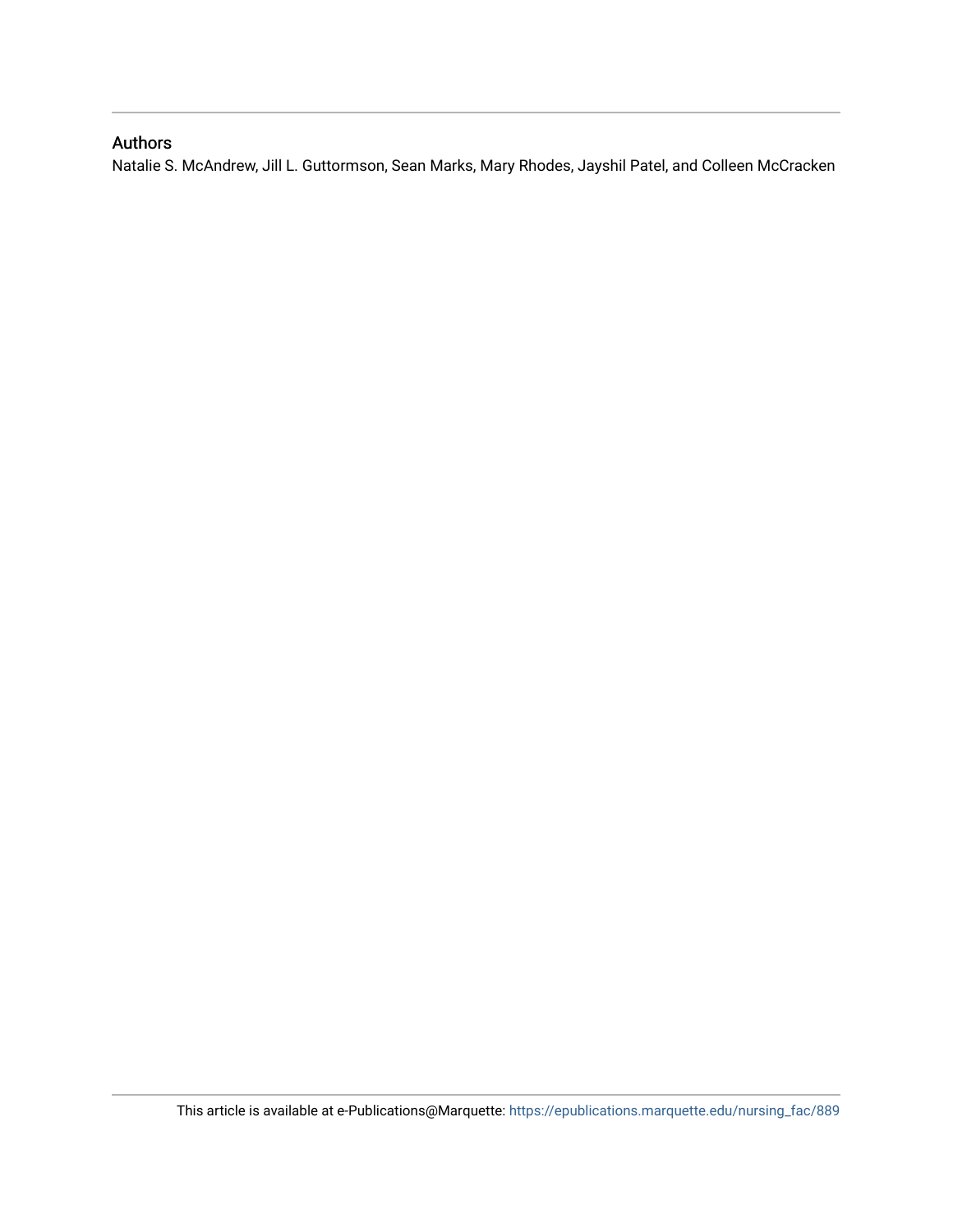## Authors

Natalie S. McAndrew, Jill L. Guttormson, Sean Marks, Mary Rhodes, Jayshil Patel, and Colleen McCracken

This article is available at e-Publications@Marquette: https://epublications.marquette.edu/nursing_fac/889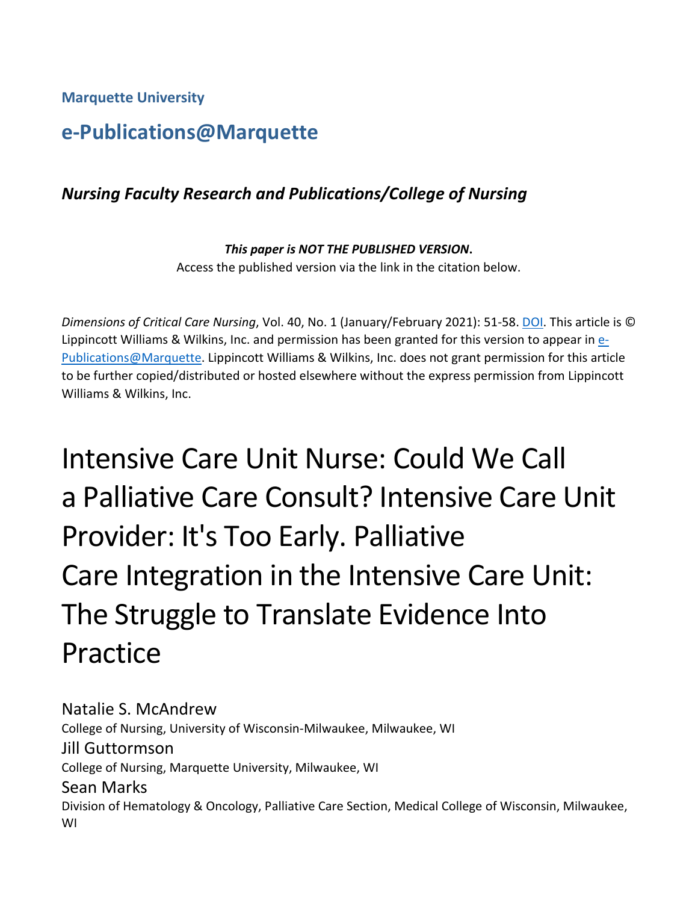**Marquette University**

## e-Publications@Marquette

***Nursing Faculty Research and Publications/College of Nursing***

***This paper is NOT THE PUBLISHED VERSION.***
Access the published version via the link in the citation below.

*Dimensions of Critical Care Nursing*, Vol. 40, No. 1 (January/February 2021): 51-58. DOI. This article is © Lippincott Williams & Wilkins, Inc. and permission has been granted for this version to appear in e-Publications@Marquette. Lippincott Williams & Wilkins, Inc. does not grant permission for this article to be further copied/distributed or hosted elsewhere without the express permission from Lippincott Williams & Wilkins, Inc.

# Intensive Care Unit Nurse: Could We Call a Palliative Care Consult? Intensive Care Unit Provider: It's Too Early. Palliative Care Integration in the Intensive Care Unit: The Struggle to Translate Evidence Into Practice

Natalie S. McAndrew
College of Nursing, University of Wisconsin-Milwaukee, Milwaukee, WI

Jill Guttormson
College of Nursing, Marquette University, Milwaukee, WI

Sean Marks
Division of Hematology & Oncology, Palliative Care Section, Medical College of Wisconsin, Milwaukee, WI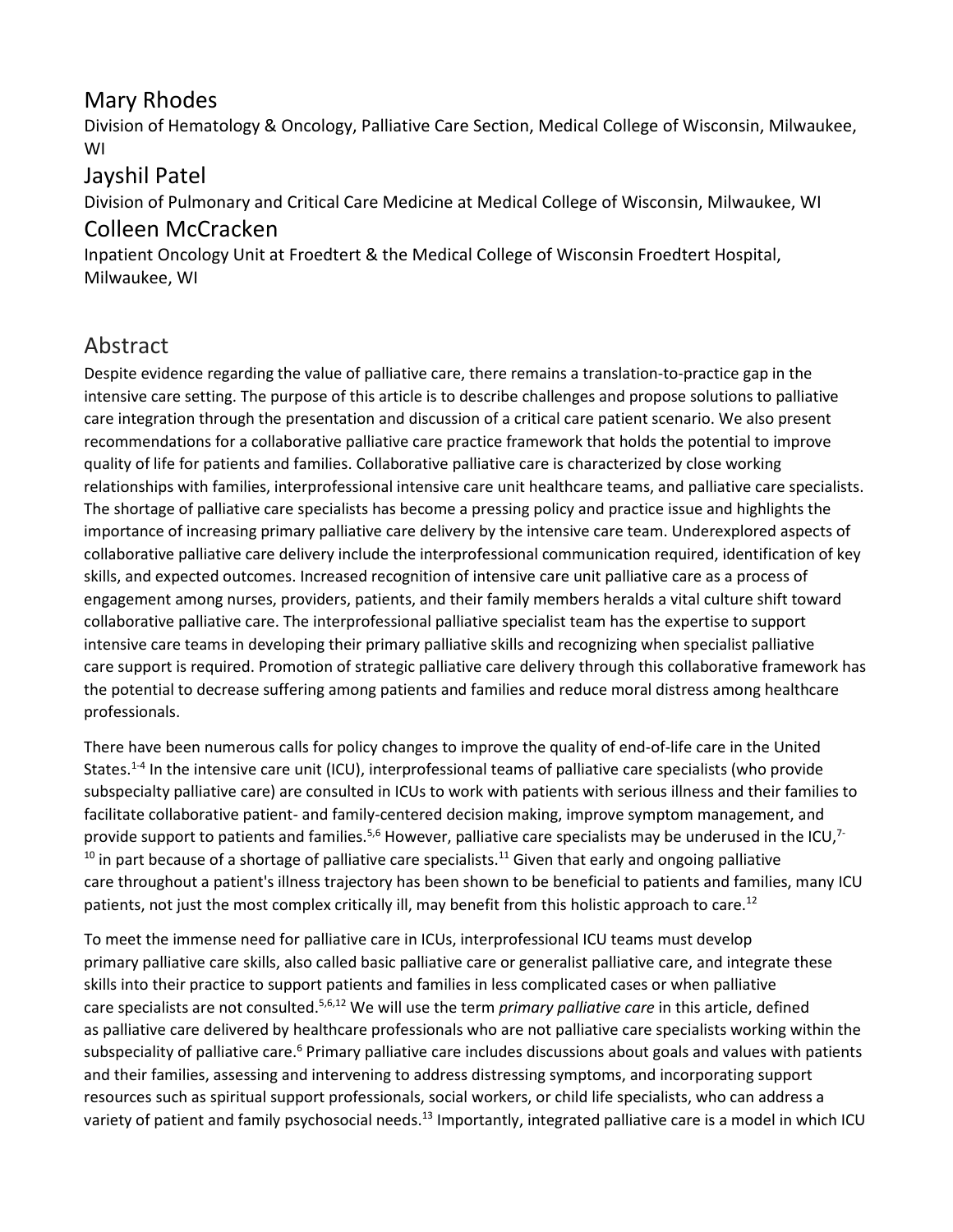## Mary Rhodes

Division of Hematology & Oncology, Palliative Care Section, Medical College of Wisconsin, Milwaukee, WI

## Jayshil Patel

Division of Pulmonary and Critical Care Medicine at Medical College of Wisconsin, Milwaukee, WI

## Colleen McCracken

Inpatient Oncology Unit at Froedtert & the Medical College of Wisconsin Froedtert Hospital, Milwaukee, WI

## Abstract

Despite evidence regarding the value of palliative care, there remains a translation-to-practice gap in the intensive care setting. The purpose of this article is to describe challenges and propose solutions to palliative care integration through the presentation and discussion of a critical care patient scenario. We also present recommendations for a collaborative palliative care practice framework that holds the potential to improve quality of life for patients and families. Collaborative palliative care is characterized by close working relationships with families, interprofessional intensive care unit healthcare teams, and palliative care specialists. The shortage of palliative care specialists has become a pressing policy and practice issue and highlights the importance of increasing primary palliative care delivery by the intensive care team. Underexplored aspects of collaborative palliative care delivery include the interprofessional communication required, identification of key skills, and expected outcomes. Increased recognition of intensive care unit palliative care as a process of engagement among nurses, providers, patients, and their family members heralds a vital culture shift toward collaborative palliative care. The interprofessional palliative specialist team has the expertise to support intensive care teams in developing their primary palliative skills and recognizing when specialist palliative care support is required. Promotion of strategic palliative care delivery through this collaborative framework has the potential to decrease suffering among patients and families and reduce moral distress among healthcare professionals.

There have been numerous calls for policy changes to improve the quality of end-of-life care in the United States.[1-4] In the intensive care unit (ICU), interprofessional teams of palliative care specialists (who provide subspecialty palliative care) are consulted in ICUs to work with patients with serious illness and their families to facilitate collaborative patient- and family-centered decision making, improve symptom management, and provide support to patients and families.[5,6] However, palliative care specialists may be underused in the ICU,[7-10] in part because of a shortage of palliative care specialists.[11] Given that early and ongoing palliative care throughout a patient's illness trajectory has been shown to be beneficial to patients and families, many ICU patients, not just the most complex critically ill, may benefit from this holistic approach to care.[12]

To meet the immense need for palliative care in ICUs, interprofessional ICU teams must develop primary palliative care skills, also called basic palliative care or generalist palliative care, and integrate these skills into their practice to support patients and families in less complicated cases or when palliative care specialists are not consulted.[5,6,12] We will use the term *primary palliative care* in this article, defined as palliative care delivered by healthcare professionals who are not palliative care specialists working within the subspeciality of palliative care.[6] Primary palliative care includes discussions about goals and values with patients and their families, assessing and intervening to address distressing symptoms, and incorporating support resources such as spiritual support professionals, social workers, or child life specialists, who can address a variety of patient and family psychosocial needs.[13] Importantly, integrated palliative care is a model in which ICU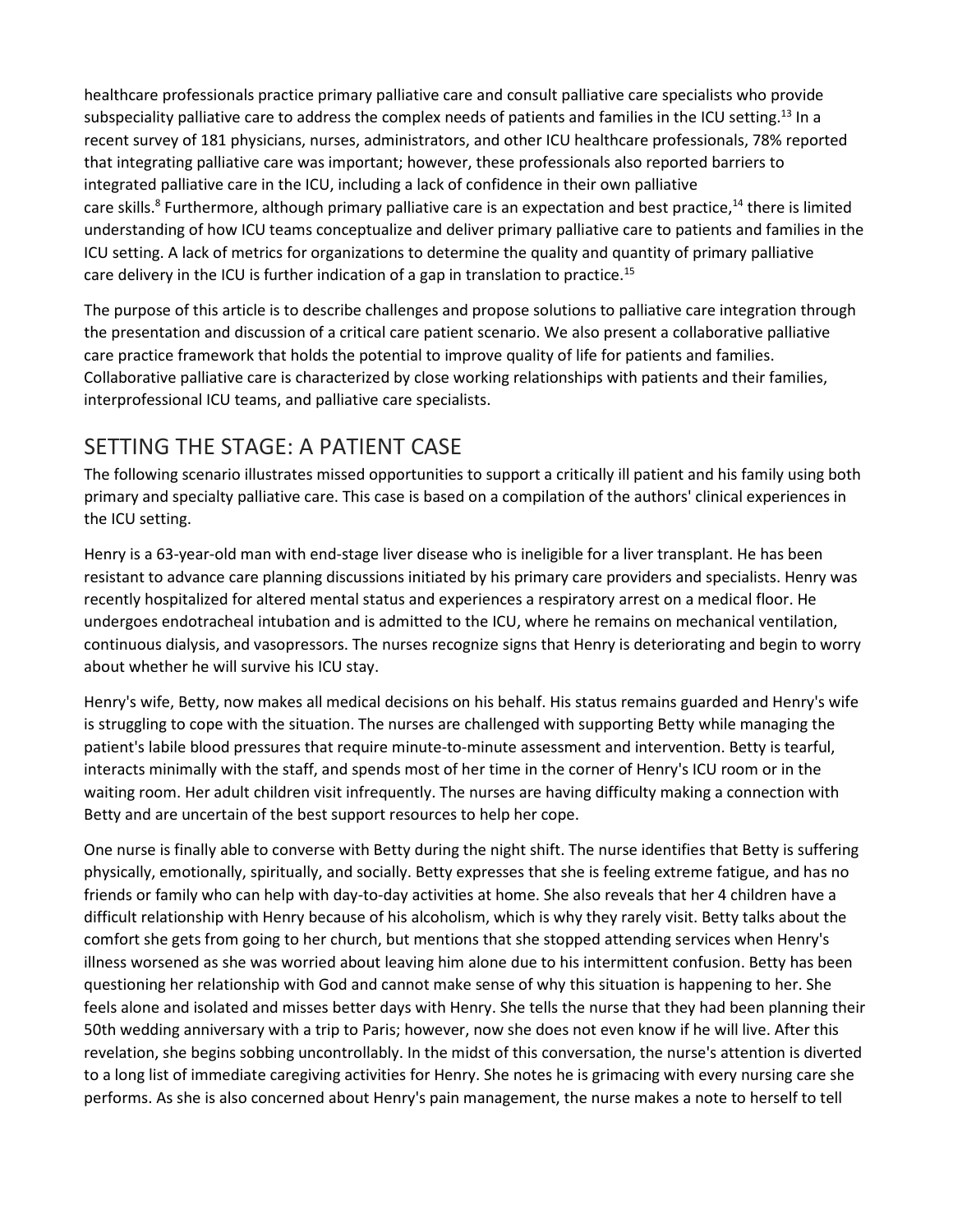healthcare professionals practice primary palliative care and consult palliative care specialists who provide subspeciality palliative care to address the complex needs of patients and families in the ICU setting.[13] In a recent survey of 181 physicians, nurses, administrators, and other ICU healthcare professionals, 78% reported that integrating palliative care was important; however, these professionals also reported barriers to integrated palliative care in the ICU, including a lack of confidence in their own palliative care skills.[8] Furthermore, although primary palliative care is an expectation and best practice,[14] there is limited understanding of how ICU teams conceptualize and deliver primary palliative care to patients and families in the ICU setting. A lack of metrics for organizations to determine the quality and quantity of primary palliative care delivery in the ICU is further indication of a gap in translation to practice.[15]

The purpose of this article is to describe challenges and propose solutions to palliative care integration through the presentation and discussion of a critical care patient scenario. We also present a collaborative palliative care practice framework that holds the potential to improve quality of life for patients and families. Collaborative palliative care is characterized by close working relationships with patients and their families, interprofessional ICU teams, and palliative care specialists.

## SETTING THE STAGE: A PATIENT CASE

The following scenario illustrates missed opportunities to support a critically ill patient and his family using both primary and specialty palliative care. This case is based on a compilation of the authors' clinical experiences in the ICU setting.

Henry is a 63-year-old man with end-stage liver disease who is ineligible for a liver transplant. He has been resistant to advance care planning discussions initiated by his primary care providers and specialists. Henry was recently hospitalized for altered mental status and experiences a respiratory arrest on a medical floor. He undergoes endotracheal intubation and is admitted to the ICU, where he remains on mechanical ventilation, continuous dialysis, and vasopressors. The nurses recognize signs that Henry is deteriorating and begin to worry about whether he will survive his ICU stay.

Henry's wife, Betty, now makes all medical decisions on his behalf. His status remains guarded and Henry's wife is struggling to cope with the situation. The nurses are challenged with supporting Betty while managing the patient's labile blood pressures that require minute-to-minute assessment and intervention. Betty is tearful, interacts minimally with the staff, and spends most of her time in the corner of Henry's ICU room or in the waiting room. Her adult children visit infrequently. The nurses are having difficulty making a connection with Betty and are uncertain of the best support resources to help her cope.

One nurse is finally able to converse with Betty during the night shift. The nurse identifies that Betty is suffering physically, emotionally, spiritually, and socially. Betty expresses that she is feeling extreme fatigue, and has no friends or family who can help with day-to-day activities at home. She also reveals that her 4 children have a difficult relationship with Henry because of his alcoholism, which is why they rarely visit. Betty talks about the comfort she gets from going to her church, but mentions that she stopped attending services when Henry's illness worsened as she was worried about leaving him alone due to his intermittent confusion. Betty has been questioning her relationship with God and cannot make sense of why this situation is happening to her. She feels alone and isolated and misses better days with Henry. She tells the nurse that they had been planning their 50th wedding anniversary with a trip to Paris; however, now she does not even know if he will live. After this revelation, she begins sobbing uncontrollably. In the midst of this conversation, the nurse's attention is diverted to a long list of immediate caregiving activities for Henry. She notes he is grimacing with every nursing care she performs. As she is also concerned about Henry's pain management, the nurse makes a note to herself to tell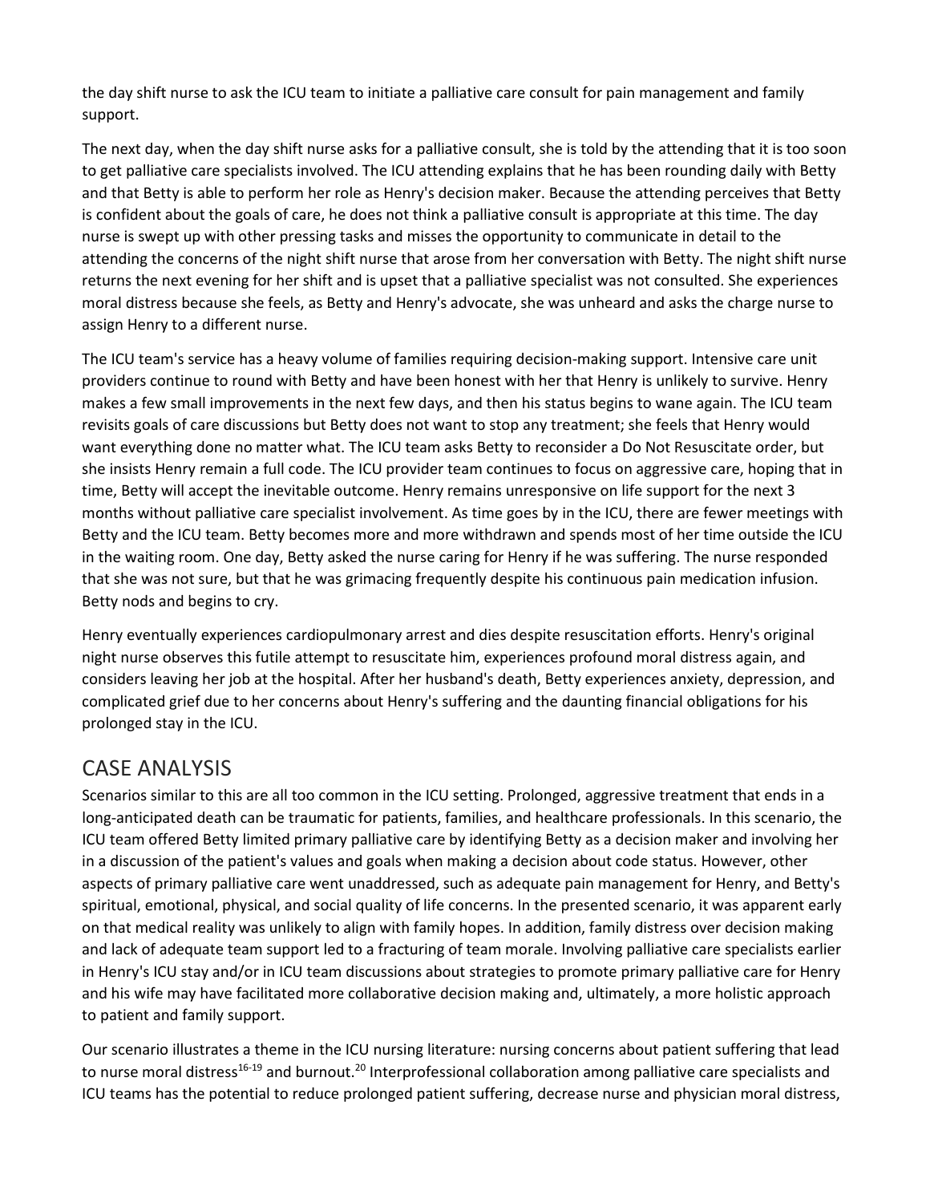the day shift nurse to ask the ICU team to initiate a palliative care consult for pain management and family support.

The next day, when the day shift nurse asks for a palliative consult, she is told by the attending that it is too soon to get palliative care specialists involved. The ICU attending explains that he has been rounding daily with Betty and that Betty is able to perform her role as Henry's decision maker. Because the attending perceives that Betty is confident about the goals of care, he does not think a palliative consult is appropriate at this time. The day nurse is swept up with other pressing tasks and misses the opportunity to communicate in detail to the attending the concerns of the night shift nurse that arose from her conversation with Betty. The night shift nurse returns the next evening for her shift and is upset that a palliative specialist was not consulted. She experiences moral distress because she feels, as Betty and Henry's advocate, she was unheard and asks the charge nurse to assign Henry to a different nurse.

The ICU team's service has a heavy volume of families requiring decision-making support. Intensive care unit providers continue to round with Betty and have been honest with her that Henry is unlikely to survive. Henry makes a few small improvements in the next few days, and then his status begins to wane again. The ICU team revisits goals of care discussions but Betty does not want to stop any treatment; she feels that Henry would want everything done no matter what. The ICU team asks Betty to reconsider a Do Not Resuscitate order, but she insists Henry remain a full code. The ICU provider team continues to focus on aggressive care, hoping that in time, Betty will accept the inevitable outcome. Henry remains unresponsive on life support for the next 3 months without palliative care specialist involvement. As time goes by in the ICU, there are fewer meetings with Betty and the ICU team. Betty becomes more and more withdrawn and spends most of her time outside the ICU in the waiting room. One day, Betty asked the nurse caring for Henry if he was suffering. The nurse responded that she was not sure, but that he was grimacing frequently despite his continuous pain medication infusion. Betty nods and begins to cry.

Henry eventually experiences cardiopulmonary arrest and dies despite resuscitation efforts. Henry's original night nurse observes this futile attempt to resuscitate him, experiences profound moral distress again, and considers leaving her job at the hospital. After her husband's death, Betty experiences anxiety, depression, and complicated grief due to her concerns about Henry's suffering and the daunting financial obligations for his prolonged stay in the ICU.

## CASE ANALYSIS

Scenarios similar to this are all too common in the ICU setting. Prolonged, aggressive treatment that ends in a long-anticipated death can be traumatic for patients, families, and healthcare professionals. In this scenario, the ICU team offered Betty limited primary palliative care by identifying Betty as a decision maker and involving her in a discussion of the patient's values and goals when making a decision about code status. However, other aspects of primary palliative care went unaddressed, such as adequate pain management for Henry, and Betty's spiritual, emotional, physical, and social quality of life concerns. In the presented scenario, it was apparent early on that medical reality was unlikely to align with family hopes. In addition, family distress over decision making and lack of adequate team support led to a fracturing of team morale. Involving palliative care specialists earlier in Henry's ICU stay and/or in ICU team discussions about strategies to promote primary palliative care for Henry and his wife may have facilitated more collaborative decision making and, ultimately, a more holistic approach to patient and family support.

Our scenario illustrates a theme in the ICU nursing literature: nursing concerns about patient suffering that lead to nurse moral distress[16-19] and burnout.[20] Interprofessional collaboration among palliative care specialists and ICU teams has the potential to reduce prolonged patient suffering, decrease nurse and physician moral distress,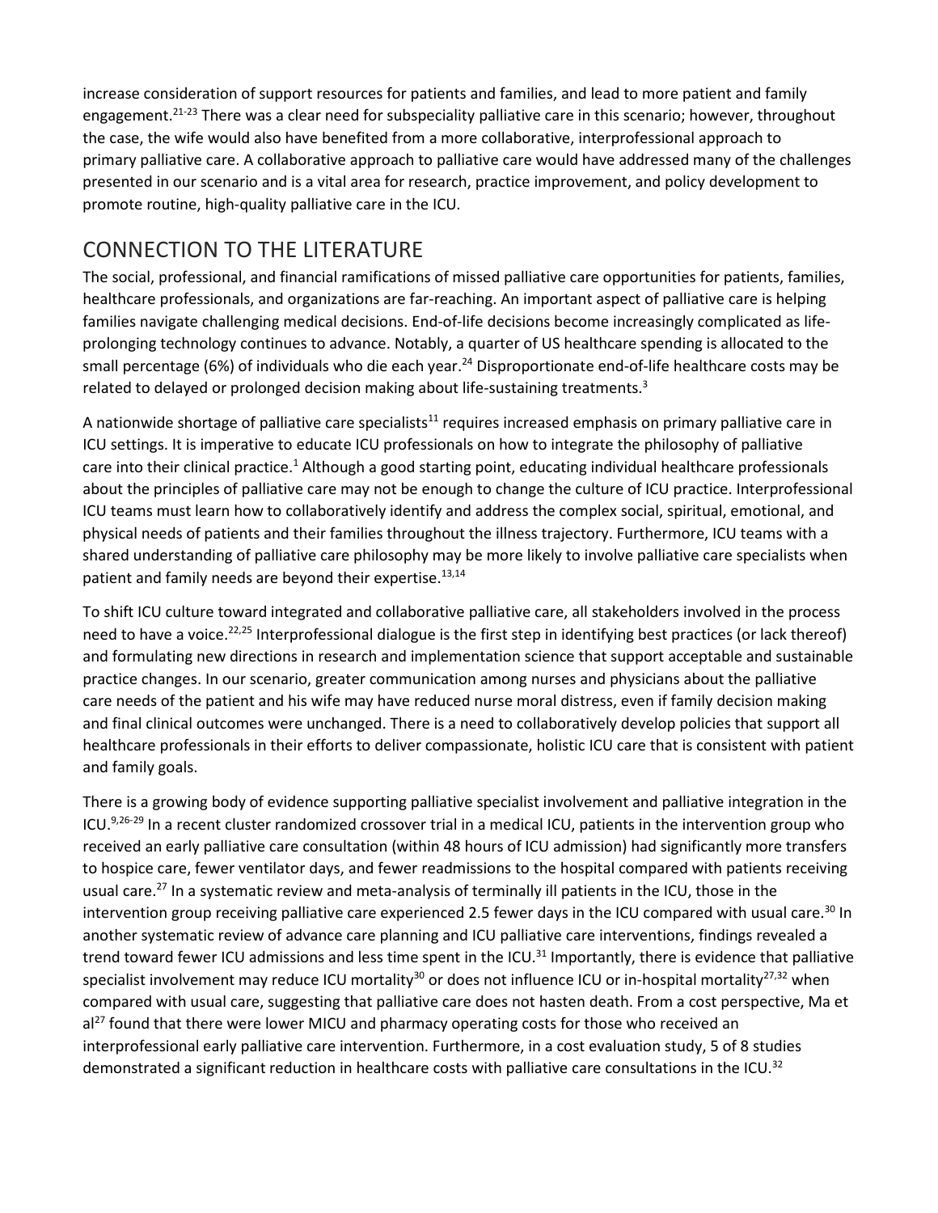increase consideration of support resources for patients and families, and lead to more patient and family engagement.[21-23] There was a clear need for subspeciality palliative care in this scenario; however, throughout the case, the wife would also have benefited from a more collaborative, interprofessional approach to primary palliative care. A collaborative approach to palliative care would have addressed many of the challenges presented in our scenario and is a vital area for research, practice improvement, and policy development to promote routine, high-quality palliative care in the ICU.

## CONNECTION TO THE LITERATURE

The social, professional, and financial ramifications of missed palliative care opportunities for patients, families, healthcare professionals, and organizations are far-reaching. An important aspect of palliative care is helping families navigate challenging medical decisions. End-of-life decisions become increasingly complicated as life-prolonging technology continues to advance. Notably, a quarter of US healthcare spending is allocated to the small percentage (6%) of individuals who die each year.[24] Disproportionate end-of-life healthcare costs may be related to delayed or prolonged decision making about life-sustaining treatments.[3]

A nationwide shortage of palliative care specialists[11] requires increased emphasis on primary palliative care in ICU settings. It is imperative to educate ICU professionals on how to integrate the philosophy of palliative care into their clinical practice.[1] Although a good starting point, educating individual healthcare professionals about the principles of palliative care may not be enough to change the culture of ICU practice. Interprofessional ICU teams must learn how to collaboratively identify and address the complex social, spiritual, emotional, and physical needs of patients and their families throughout the illness trajectory. Furthermore, ICU teams with a shared understanding of palliative care philosophy may be more likely to involve palliative care specialists when patient and family needs are beyond their expertise.[13,14]

To shift ICU culture toward integrated and collaborative palliative care, all stakeholders involved in the process need to have a voice.[22,25] Interprofessional dialogue is the first step in identifying best practices (or lack thereof) and formulating new directions in research and implementation science that support acceptable and sustainable practice changes. In our scenario, greater communication among nurses and physicians about the palliative care needs of the patient and his wife may have reduced nurse moral distress, even if family decision making and final clinical outcomes were unchanged. There is a need to collaboratively develop policies that support all healthcare professionals in their efforts to deliver compassionate, holistic ICU care that is consistent with patient and family goals.

There is a growing body of evidence supporting palliative specialist involvement and palliative integration in the ICU.[9,26-29] In a recent cluster randomized crossover trial in a medical ICU, patients in the intervention group who received an early palliative care consultation (within 48 hours of ICU admission) had significantly more transfers to hospice care, fewer ventilator days, and fewer readmissions to the hospital compared with patients receiving usual care.[27] In a systematic review and meta-analysis of terminally ill patients in the ICU, those in the intervention group receiving palliative care experienced 2.5 fewer days in the ICU compared with usual care.[30] In another systematic review of advance care planning and ICU palliative care interventions, findings revealed a trend toward fewer ICU admissions and less time spent in the ICU.[31] Importantly, there is evidence that palliative specialist involvement may reduce ICU mortality[30] or does not influence ICU or in-hospital mortality[27,32] when compared with usual care, suggesting that palliative care does not hasten death. From a cost perspective, Ma et al[27] found that there were lower MICU and pharmacy operating costs for those who received an interprofessional early palliative care intervention. Furthermore, in a cost evaluation study, 5 of 8 studies demonstrated a significant reduction in healthcare costs with palliative care consultations in the ICU.[32]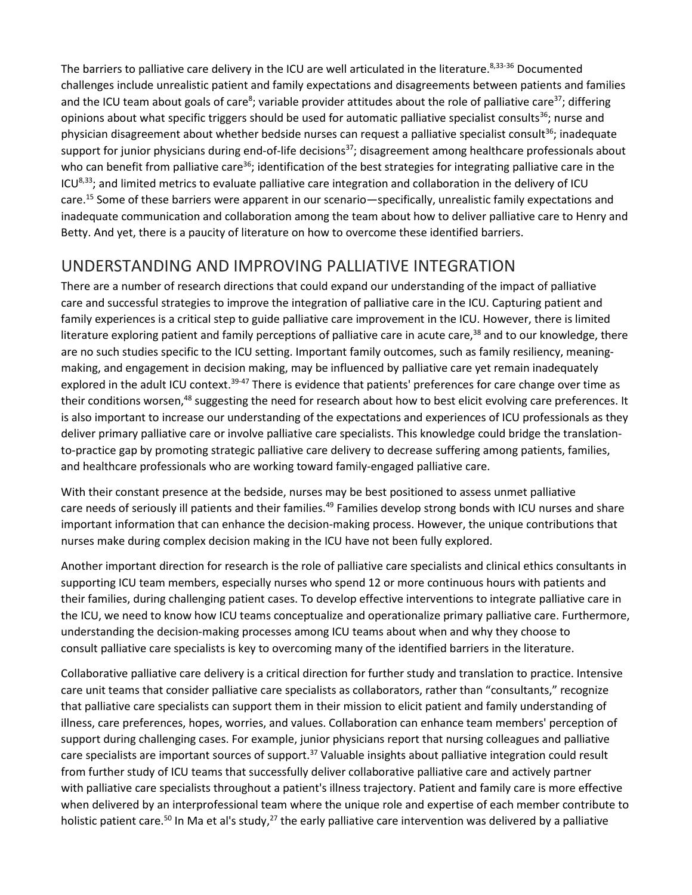The barriers to palliative care delivery in the ICU are well articulated in the literature.[8,33-36] Documented challenges include unrealistic patient and family expectations and disagreements between patients and families and the ICU team about goals of care[8]; variable provider attitudes about the role of palliative care[37]; differing opinions about what specific triggers should be used for automatic palliative specialist consults[36]; nurse and physician disagreement about whether bedside nurses can request a palliative specialist consult[36]; inadequate support for junior physicians during end-of-life decisions[37]; disagreement among healthcare professionals about who can benefit from palliative care[36]; identification of the best strategies for integrating palliative care in the ICU[8,33]; and limited metrics to evaluate palliative care integration and collaboration in the delivery of ICU care.[15] Some of these barriers were apparent in our scenario—specifically, unrealistic family expectations and inadequate communication and collaboration among the team about how to deliver palliative care to Henry and Betty. And yet, there is a paucity of literature on how to overcome these identified barriers.

## UNDERSTANDING AND IMPROVING PALLIATIVE INTEGRATION

There are a number of research directions that could expand our understanding of the impact of palliative care and successful strategies to improve the integration of palliative care in the ICU. Capturing patient and family experiences is a critical step to guide palliative care improvement in the ICU. However, there is limited literature exploring patient and family perceptions of palliative care in acute care,[38] and to our knowledge, there are no such studies specific to the ICU setting. Important family outcomes, such as family resiliency, meaning-making, and engagement in decision making, may be influenced by palliative care yet remain inadequately explored in the adult ICU context.[39-47] There is evidence that patients' preferences for care change over time as their conditions worsen,[48] suggesting the need for research about how to best elicit evolving care preferences. It is also important to increase our understanding of the expectations and experiences of ICU professionals as they deliver primary palliative care or involve palliative care specialists. This knowledge could bridge the translation-to-practice gap by promoting strategic palliative care delivery to decrease suffering among patients, families, and healthcare professionals who are working toward family-engaged palliative care.

With their constant presence at the bedside, nurses may be best positioned to assess unmet palliative care needs of seriously ill patients and their families.[49] Families develop strong bonds with ICU nurses and share important information that can enhance the decision-making process. However, the unique contributions that nurses make during complex decision making in the ICU have not been fully explored.

Another important direction for research is the role of palliative care specialists and clinical ethics consultants in supporting ICU team members, especially nurses who spend 12 or more continuous hours with patients and their families, during challenging patient cases. To develop effective interventions to integrate palliative care in the ICU, we need to know how ICU teams conceptualize and operationalize primary palliative care. Furthermore, understanding the decision-making processes among ICU teams about when and why they choose to consult palliative care specialists is key to overcoming many of the identified barriers in the literature.

Collaborative palliative care delivery is a critical direction for further study and translation to practice. Intensive care unit teams that consider palliative care specialists as collaborators, rather than "consultants," recognize that palliative care specialists can support them in their mission to elicit patient and family understanding of illness, care preferences, hopes, worries, and values. Collaboration can enhance team members' perception of support during challenging cases. For example, junior physicians report that nursing colleagues and palliative care specialists are important sources of support.[37] Valuable insights about palliative integration could result from further study of ICU teams that successfully deliver collaborative palliative care and actively partner with palliative care specialists throughout a patient's illness trajectory. Patient and family care is more effective when delivered by an interprofessional team where the unique role and expertise of each member contribute to holistic patient care.[50] In Ma et al's study,[27] the early palliative care intervention was delivered by a palliative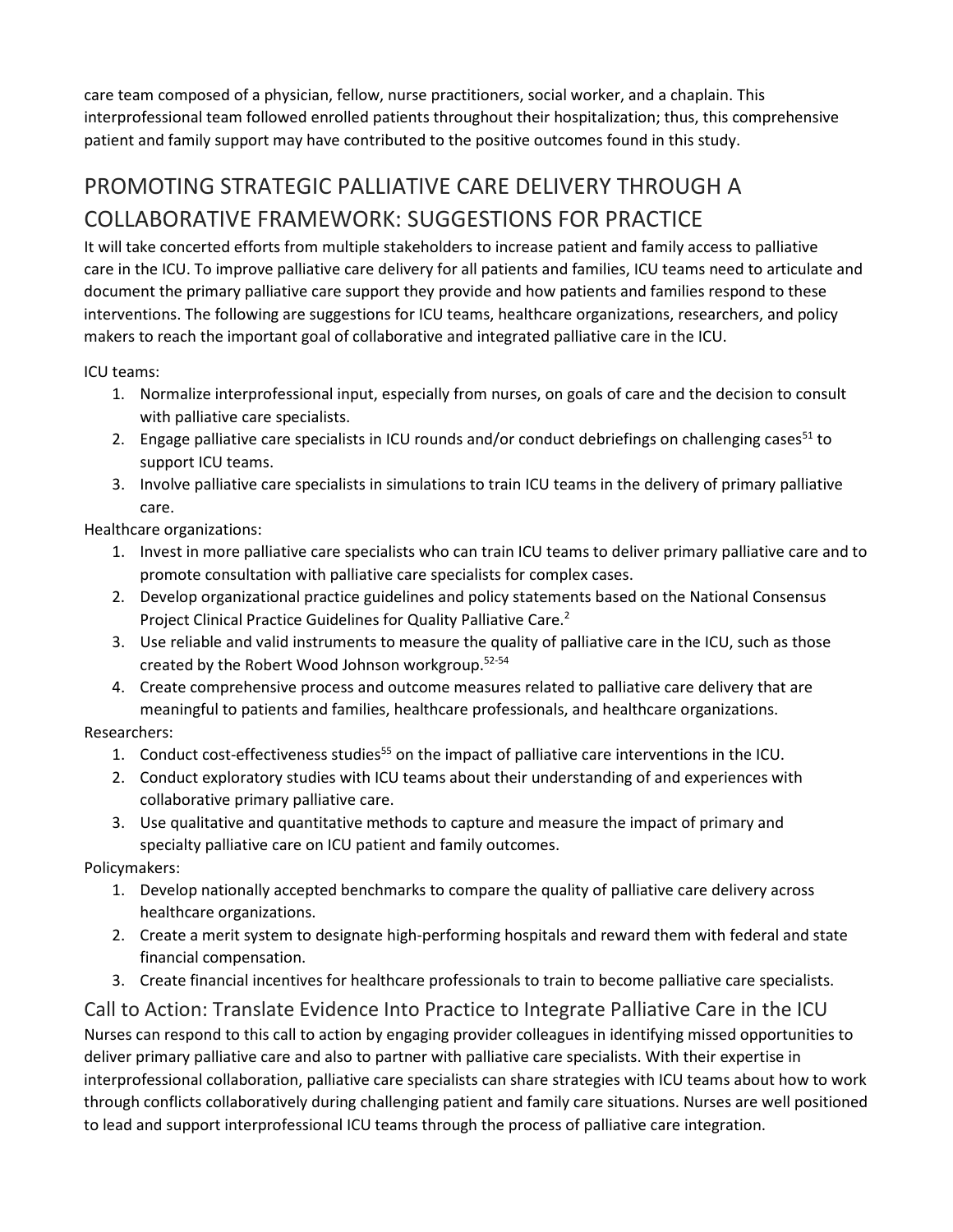care team composed of a physician, fellow, nurse practitioners, social worker, and a chaplain. This interprofessional team followed enrolled patients throughout their hospitalization; thus, this comprehensive patient and family support may have contributed to the positive outcomes found in this study.

## PROMOTING STRATEGIC PALLIATIVE CARE DELIVERY THROUGH A COLLABORATIVE FRAMEWORK: SUGGESTIONS FOR PRACTICE

It will take concerted efforts from multiple stakeholders to increase patient and family access to palliative care in the ICU. To improve palliative care delivery for all patients and families, ICU teams need to articulate and document the primary palliative care support they provide and how patients and families respond to these interventions. The following are suggestions for ICU teams, healthcare organizations, researchers, and policy makers to reach the important goal of collaborative and integrated palliative care in the ICU.

ICU teams:

1. Normalize interprofessional input, especially from nurses, on goals of care and the decision to consult with palliative care specialists.
2. Engage palliative care specialists in ICU rounds and/or conduct debriefings on challenging cases[51] to support ICU teams.
3. Involve palliative care specialists in simulations to train ICU teams in the delivery of primary palliative care.

Healthcare organizations:

1. Invest in more palliative care specialists who can train ICU teams to deliver primary palliative care and to promote consultation with palliative care specialists for complex cases.
2. Develop organizational practice guidelines and policy statements based on the National Consensus Project Clinical Practice Guidelines for Quality Palliative Care.[2]
3. Use reliable and valid instruments to measure the quality of palliative care in the ICU, such as those created by the Robert Wood Johnson workgroup.[52-54]
4. Create comprehensive process and outcome measures related to palliative care delivery that are meaningful to patients and families, healthcare professionals, and healthcare organizations.

Researchers:

1. Conduct cost-effectiveness studies[55] on the impact of palliative care interventions in the ICU.
2. Conduct exploratory studies with ICU teams about their understanding of and experiences with collaborative primary palliative care.
3. Use qualitative and quantitative methods to capture and measure the impact of primary and specialty palliative care on ICU patient and family outcomes.

Policymakers:

1. Develop nationally accepted benchmarks to compare the quality of palliative care delivery across healthcare organizations.
2. Create a merit system to designate high-performing hospitals and reward them with federal and state financial compensation.
3. Create financial incentives for healthcare professionals to train to become palliative care specialists.

### Call to Action: Translate Evidence Into Practice to Integrate Palliative Care in the ICU

Nurses can respond to this call to action by engaging provider colleagues in identifying missed opportunities to deliver primary palliative care and also to partner with palliative care specialists. With their expertise in interprofessional collaboration, palliative care specialists can share strategies with ICU teams about how to work through conflicts collaboratively during challenging patient and family care situations. Nurses are well positioned to lead and support interprofessional ICU teams through the process of palliative care integration.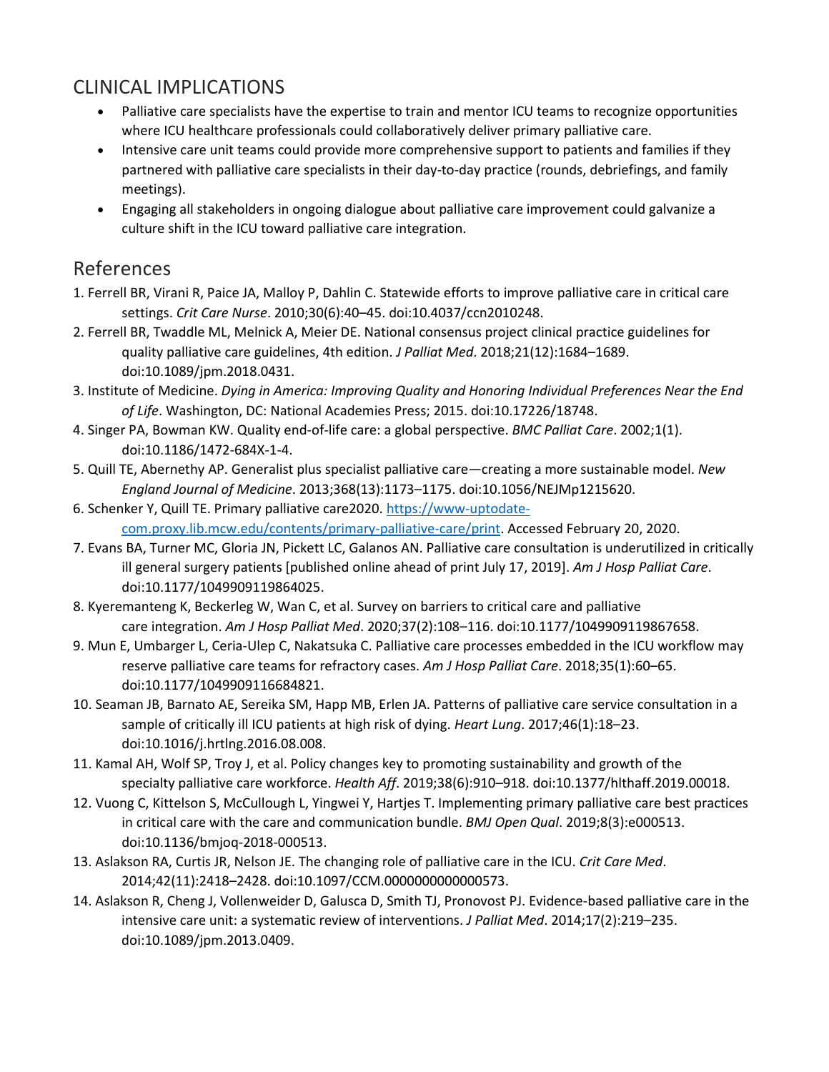## CLINICAL IMPLICATIONS

- Palliative care specialists have the expertise to train and mentor ICU teams to recognize opportunities where ICU healthcare professionals could collaboratively deliver primary palliative care.
- Intensive care unit teams could provide more comprehensive support to patients and families if they partnered with palliative care specialists in their day-to-day practice (rounds, debriefings, and family meetings).
- Engaging all stakeholders in ongoing dialogue about palliative care improvement could galvanize a culture shift in the ICU toward palliative care integration.

## References

1. Ferrell BR, Virani R, Paice JA, Malloy P, Dahlin C. Statewide efforts to improve palliative care in critical care settings. *Crit Care Nurse*. 2010;30(6):40–45. doi:10.4037/ccn2010248.
2. Ferrell BR, Twaddle ML, Melnick A, Meier DE. National consensus project clinical practice guidelines for quality palliative care guidelines, 4th edition. *J Palliat Med*. 2018;21(12):1684–1689. doi:10.1089/jpm.2018.0431.
3. Institute of Medicine. *Dying in America: Improving Quality and Honoring Individual Preferences Near the End of Life*. Washington, DC: National Academies Press; 2015. doi:10.17226/18748.
4. Singer PA, Bowman KW. Quality end-of-life care: a global perspective. *BMC Palliat Care*. 2002;1(1). doi:10.1186/1472-684X-1-4.
5. Quill TE, Abernethy AP. Generalist plus specialist palliative care—creating a more sustainable model. *New England Journal of Medicine*. 2013;368(13):1173–1175. doi:10.1056/NEJMp1215620.
6. Schenker Y, Quill TE. Primary palliative care2020. [https://www-uptodate-com.proxy.lib.mcw.edu/contents/primary-palliative-care/print](https://www-uptodate-com.proxy.lib.mcw.edu/contents/primary-palliative-care/print). Accessed February 20, 2020.
7. Evans BA, Turner MC, Gloria JN, Pickett LC, Galanos AN. Palliative care consultation is underutilized in critically ill general surgery patients [published online ahead of print July 17, 2019]. *Am J Hosp Palliat Care*. doi:10.1177/1049909119864025.
8. Kyeremanteng K, Beckerleg W, Wan C, et al. Survey on barriers to critical care and palliative care integration. *Am J Hosp Palliat Med*. 2020;37(2):108–116. doi:10.1177/1049909119867658.
9. Mun E, Umbarger L, Ceria-Ulep C, Nakatsuka C. Palliative care processes embedded in the ICU workflow may reserve palliative care teams for refractory cases. *Am J Hosp Palliat Care*. 2018;35(1):60–65. doi:10.1177/1049909116684821.
10. Seaman JB, Barnato AE, Sereika SM, Happ MB, Erlen JA. Patterns of palliative care service consultation in a sample of critically ill ICU patients at high risk of dying. *Heart Lung*. 2017;46(1):18–23. doi:10.1016/j.hrtlng.2016.08.008.
11. Kamal AH, Wolf SP, Troy J, et al. Policy changes key to promoting sustainability and growth of the specialty palliative care workforce. *Health Aff*. 2019;38(6):910–918. doi:10.1377/hlthaff.2019.00018.
12. Vuong C, Kittelson S, McCullough L, Yingwei Y, Hartjes T. Implementing primary palliative care best practices in critical care with the care and communication bundle. *BMJ Open Qual*. 2019;8(3):e000513. doi:10.1136/bmjoq-2018-000513.
13. Aslakson RA, Curtis JR, Nelson JE. The changing role of palliative care in the ICU. *Crit Care Med*. 2014;42(11):2418–2428. doi:10.1097/CCM.0000000000000573.
14. Aslakson R, Cheng J, Vollenweider D, Galusca D, Smith TJ, Pronovost PJ. Evidence-based palliative care in the intensive care unit: a systematic review of interventions. *J Palliat Med*. 2014;17(2):219–235. doi:10.1089/jpm.2013.0409.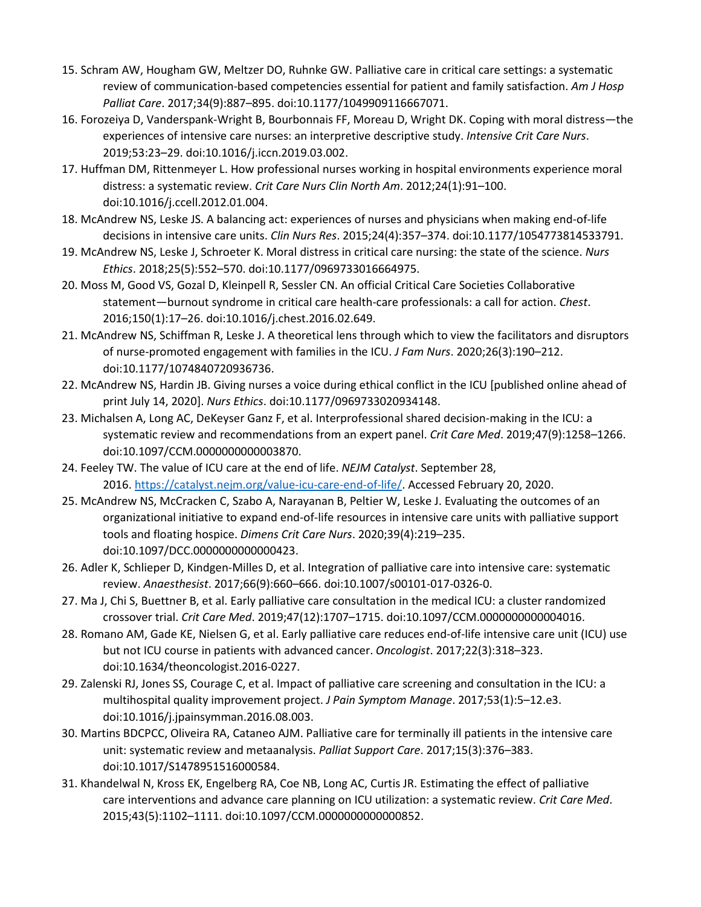15. Schram AW, Hougham GW, Meltzer DO, Ruhnke GW. Palliative care in critical care settings: a systematic review of communication-based competencies essential for patient and family satisfaction. *Am J Hosp Palliat Care*. 2017;34(9):887–895. doi:10.1177/1049909116667071.
16. Forozeiya D, Vanderspank-Wright B, Bourbonnais FF, Moreau D, Wright DK. Coping with moral distress—the experiences of intensive care nurses: an interpretive descriptive study. *Intensive Crit Care Nurs*. 2019;53:23–29. doi:10.1016/j.iccn.2019.03.002.
17. Huffman DM, Rittenmeyer L. How professional nurses working in hospital environments experience moral distress: a systematic review. *Crit Care Nurs Clin North Am*. 2012;24(1):91–100. doi:10.1016/j.ccell.2012.01.004.
18. McAndrew NS, Leske JS. A balancing act: experiences of nurses and physicians when making end-of-life decisions in intensive care units. *Clin Nurs Res*. 2015;24(4):357–374. doi:10.1177/1054773814533791.
19. McAndrew NS, Leske J, Schroeter K. Moral distress in critical care nursing: the state of the science. *Nurs Ethics*. 2018;25(5):552–570. doi:10.1177/0969733016664975.
20. Moss M, Good VS, Gozal D, Kleinpell R, Sessler CN. An official Critical Care Societies Collaborative statement—burnout syndrome in critical care health-care professionals: a call for action. *Chest*. 2016;150(1):17–26. doi:10.1016/j.chest.2016.02.649.
21. McAndrew NS, Schiffman R, Leske J. A theoretical lens through which to view the facilitators and disruptors of nurse-promoted engagement with families in the ICU. *J Fam Nurs*. 2020;26(3):190–212. doi:10.1177/1074840720936736.
22. McAndrew NS, Hardin JB. Giving nurses a voice during ethical conflict in the ICU [published online ahead of print July 14, 2020]. *Nurs Ethics*. doi:10.1177/0969733020934148.
23. Michalsen A, Long AC, DeKeyser Ganz F, et al. Interprofessional shared decision-making in the ICU: a systematic review and recommendations from an expert panel. *Crit Care Med*. 2019;47(9):1258–1266. doi:10.1097/CCM.0000000000003870.
24. Feeley TW. The value of ICU care at the end of life. *NEJM Catalyst*. September 28, 2016. https://catalyst.nejm.org/value-icu-care-end-of-life/. Accessed February 20, 2020.
25. McAndrew NS, McCracken C, Szabo A, Narayanan B, Peltier W, Leske J. Evaluating the outcomes of an organizational initiative to expand end-of-life resources in intensive care units with palliative support tools and floating hospice. *Dimens Crit Care Nurs*. 2020;39(4):219–235. doi:10.1097/DCC.0000000000000423.
26. Adler K, Schlieper D, Kindgen-Milles D, et al. Integration of palliative care into intensive care: systematic review. *Anaesthesist*. 2017;66(9):660–666. doi:10.1007/s00101-017-0326-0.
27. Ma J, Chi S, Buettner B, et al. Early palliative care consultation in the medical ICU: a cluster randomized crossover trial. *Crit Care Med*. 2019;47(12):1707–1715. doi:10.1097/CCM.0000000000004016.
28. Romano AM, Gade KE, Nielsen G, et al. Early palliative care reduces end-of-life intensive care unit (ICU) use but not ICU course in patients with advanced cancer. *Oncologist*. 2017;22(3):318–323. doi:10.1634/theoncologist.2016-0227.
29. Zalenski RJ, Jones SS, Courage C, et al. Impact of palliative care screening and consultation in the ICU: a multihospital quality improvement project. *J Pain Symptom Manage*. 2017;53(1):5–12.e3. doi:10.1016/j.jpainsymman.2016.08.003.
30. Martins BDCPCC, Oliveira RA, Cataneo AJM. Palliative care for terminally ill patients in the intensive care unit: systematic review and metaanalysis. *Palliat Support Care*. 2017;15(3):376–383. doi:10.1017/S1478951516000584.
31. Khandelwal N, Kross EK, Engelberg RA, Coe NB, Long AC, Curtis JR. Estimating the effect of palliative care interventions and advance care planning on ICU utilization: a systematic review. *Crit Care Med*. 2015;43(5):1102–1111. doi:10.1097/CCM.0000000000000852.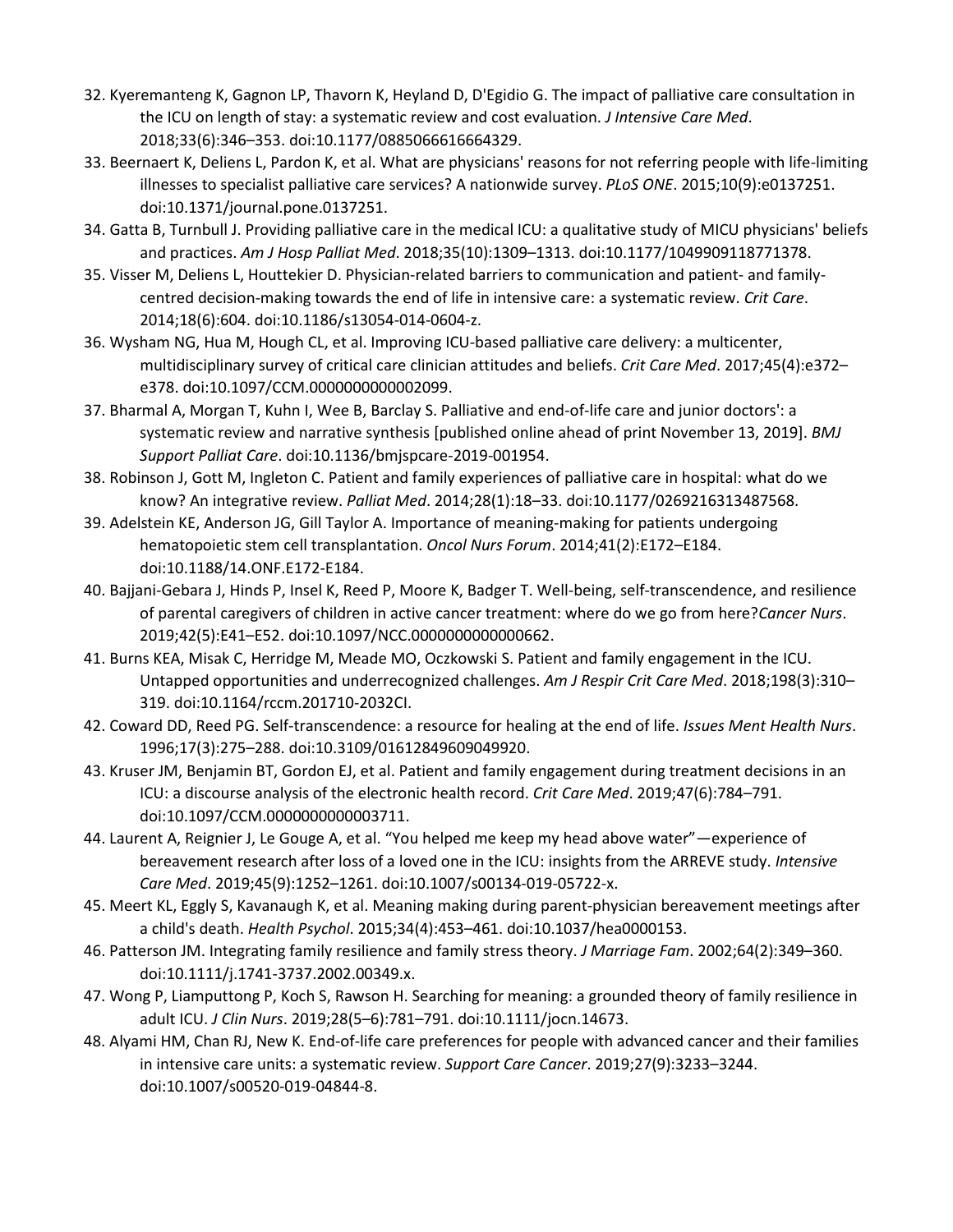32. Kyeremanteng K, Gagnon LP, Thavorn K, Heyland D, D'Egidio G. The impact of palliative care consultation in the ICU on length of stay: a systematic review and cost evaluation. *J Intensive Care Med*. 2018;33(6):346–353. doi:10.1177/0885066616664329.
33. Beernaert K, Deliens L, Pardon K, et al. What are physicians' reasons for not referring people with life-limiting illnesses to specialist palliative care services? A nationwide survey. *PLoS ONE*. 2015;10(9):e0137251. doi:10.1371/journal.pone.0137251.
34. Gatta B, Turnbull J. Providing palliative care in the medical ICU: a qualitative study of MICU physicians' beliefs and practices. *Am J Hosp Palliat Med*. 2018;35(10):1309–1313. doi:10.1177/1049909118771378.
35. Visser M, Deliens L, Houttekier D. Physician-related barriers to communication and patient- and family-centred decision-making towards the end of life in intensive care: a systematic review. *Crit Care*. 2014;18(6):604. doi:10.1186/s13054-014-0604-z.
36. Wysham NG, Hua M, Hough CL, et al. Improving ICU-based palliative care delivery: a multicenter, multidisciplinary survey of critical care clinician attitudes and beliefs. *Crit Care Med*. 2017;45(4):e372–e378. doi:10.1097/CCM.0000000000002099.
37. Bharmal A, Morgan T, Kuhn I, Wee B, Barclay S. Palliative and end-of-life care and junior doctors': a systematic review and narrative synthesis [published online ahead of print November 13, 2019]. *BMJ Support Palliat Care*. doi:10.1136/bmjspcare-2019-001954.
38. Robinson J, Gott M, Ingleton C. Patient and family experiences of palliative care in hospital: what do we know? An integrative review. *Palliat Med*. 2014;28(1):18–33. doi:10.1177/0269216313487568.
39. Adelstein KE, Anderson JG, Gill Taylor A. Importance of meaning-making for patients undergoing hematopoietic stem cell transplantation. *Oncol Nurs Forum*. 2014;41(2):E172–E184. doi:10.1188/14.ONF.E172-E184.
40. Bajjani-Gebara J, Hinds P, Insel K, Reed P, Moore K, Badger T. Well-being, self-transcendence, and resilience of parental caregivers of children in active cancer treatment: where do we go from here?*Cancer Nurs*. 2019;42(5):E41–E52. doi:10.1097/NCC.0000000000000662.
41. Burns KEA, Misak C, Herridge M, Meade MO, Oczkowski S. Patient and family engagement in the ICU. Untapped opportunities and underrecognized challenges. *Am J Respir Crit Care Med*. 2018;198(3):310–319. doi:10.1164/rccm.201710-2032CI.
42. Coward DD, Reed PG. Self-transcendence: a resource for healing at the end of life. *Issues Ment Health Nurs*. 1996;17(3):275–288. doi:10.3109/01612849609049920.
43. Kruser JM, Benjamin BT, Gordon EJ, et al. Patient and family engagement during treatment decisions in an ICU: a discourse analysis of the electronic health record. *Crit Care Med*. 2019;47(6):784–791. doi:10.1097/CCM.0000000000003711.
44. Laurent A, Reignier J, Le Gouge A, et al. "You helped me keep my head above water"—experience of bereavement research after loss of a loved one in the ICU: insights from the ARREVE study. *Intensive Care Med*. 2019;45(9):1252–1261. doi:10.1007/s00134-019-05722-x.
45. Meert KL, Eggly S, Kavanaugh K, et al. Meaning making during parent-physician bereavement meetings after a child's death. *Health Psychol*. 2015;34(4):453–461. doi:10.1037/hea0000153.
46. Patterson JM. Integrating family resilience and family stress theory. *J Marriage Fam*. 2002;64(2):349–360. doi:10.1111/j.1741-3737.2002.00349.x.
47. Wong P, Liamputtong P, Koch S, Rawson H. Searching for meaning: a grounded theory of family resilience in adult ICU. *J Clin Nurs*. 2019;28(5–6):781–791. doi:10.1111/jocn.14673.
48. Alyami HM, Chan RJ, New K. End-of-life care preferences for people with advanced cancer and their families in intensive care units: a systematic review. *Support Care Cancer*. 2019;27(9):3233–3244. doi:10.1007/s00520-019-04844-8.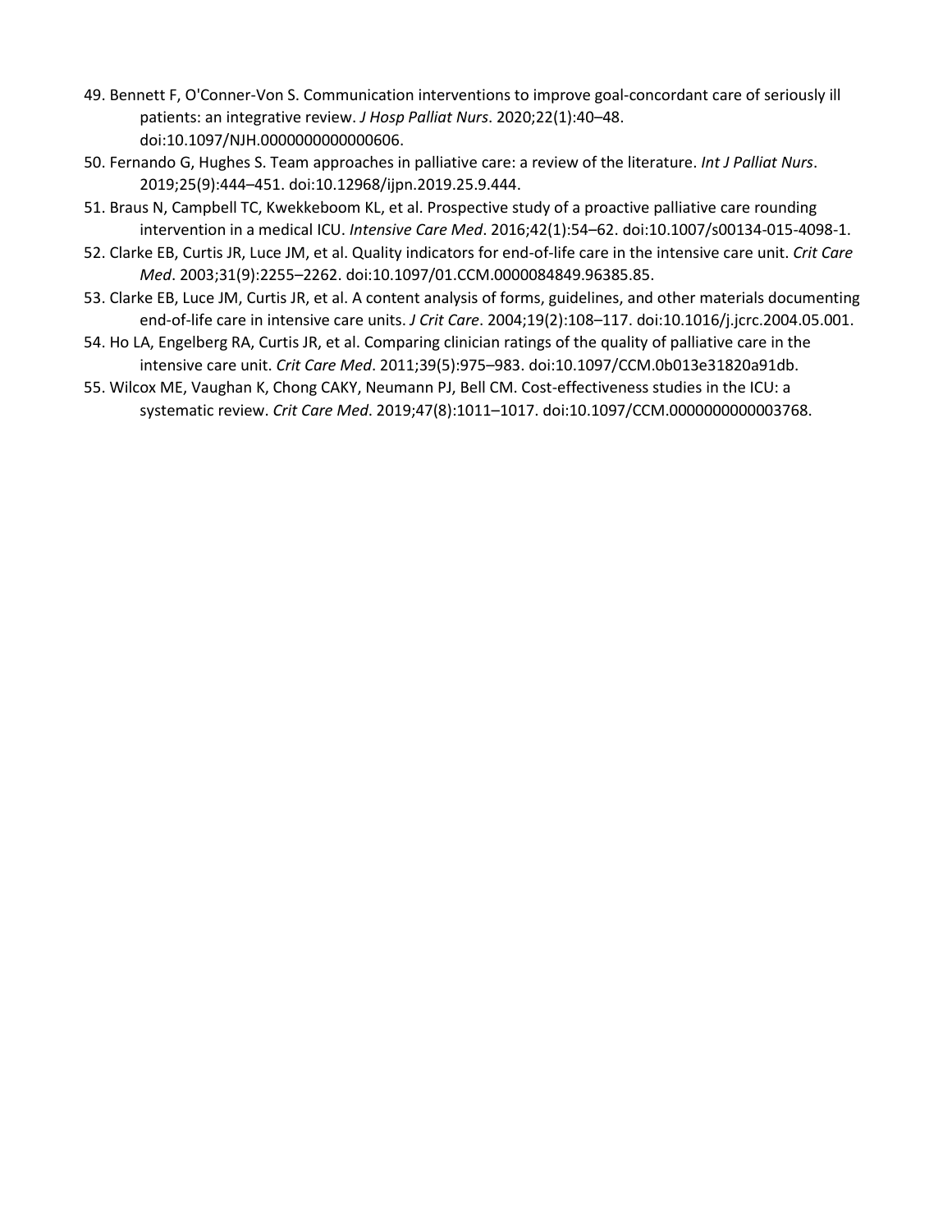49. Bennett F, O'Conner-Von S. Communication interventions to improve goal-concordant care of seriously ill patients: an integrative review. *J Hosp Palliat Nurs*. 2020;22(1):40–48. doi:10.1097/NJH.0000000000000606.
50. Fernando G, Hughes S. Team approaches in palliative care: a review of the literature. *Int J Palliat Nurs*. 2019;25(9):444–451. doi:10.12968/ijpn.2019.25.9.444.
51. Braus N, Campbell TC, Kwekkeboom KL, et al. Prospective study of a proactive palliative care rounding intervention in a medical ICU. *Intensive Care Med*. 2016;42(1):54–62. doi:10.1007/s00134-015-4098-1.
52. Clarke EB, Curtis JR, Luce JM, et al. Quality indicators for end-of-life care in the intensive care unit. *Crit Care Med*. 2003;31(9):2255–2262. doi:10.1097/01.CCM.0000084849.96385.85.
53. Clarke EB, Luce JM, Curtis JR, et al. A content analysis of forms, guidelines, and other materials documenting end-of-life care in intensive care units. *J Crit Care*. 2004;19(2):108–117. doi:10.1016/j.jcrc.2004.05.001.
54. Ho LA, Engelberg RA, Curtis JR, et al. Comparing clinician ratings of the quality of palliative care in the intensive care unit. *Crit Care Med*. 2011;39(5):975–983. doi:10.1097/CCM.0b013e31820a91db.
55. Wilcox ME, Vaughan K, Chong CAKY, Neumann PJ, Bell CM. Cost-effectiveness studies in the ICU: a systematic review. *Crit Care Med*. 2019;47(8):1011–1017. doi:10.1097/CCM.0000000000003768.